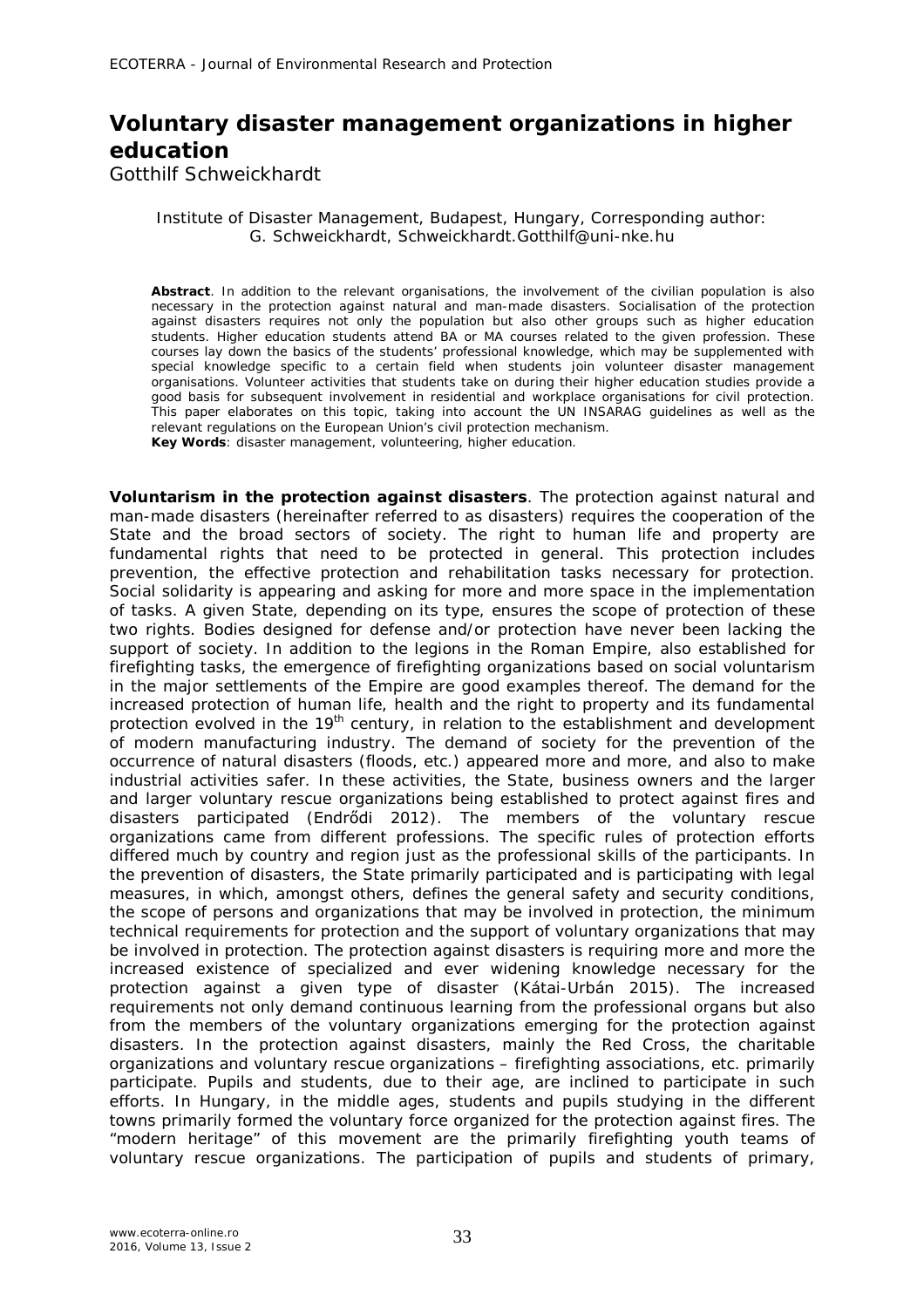# Voluntary disaster management organizations in higher education

Gotthilf Schweickhardt

Institute of Disaster Management, Budapest, Hungary, Corresponding author: G. Schweickhardt, Schweickhardt.Gotthilf@uni-nke.hu

**Abstract**. In addition to the relevant organisations, the involvement of the civilian population is also necessary in the protection against natural and man-made disasters. Socialisation of the protection against disasters requires not only the population but also other groups such as higher education students. Higher education students attend BA or MA courses related to the given profession. These courses lay down the basics of the students' professional knowledge, which may be supplemented with special knowledge specific to a certain field when students join volunteer disaster management organisations. Volunteer activities that students take on during their higher education studies provide a good basis for subsequent involvement in residential and workplace organisations for civil protection. This paper elaborates on this topic, taking into account the UN INSARAG guidelines as well as the relevant regulations on the European Union's civil protection mechanism.

**Key Words**: disaster management, volunteering, higher education.

**Voluntarism in the protection against disasters**. The protection against natural and man-made disasters (hereinafter referred to as disasters) requires the cooperation of the State and the broad sectors of society. The right to human life and property are fundamental rights that need to be protected in general. This protection includes prevention, the effective protection and rehabilitation tasks necessary for protection. Social solidarity is appearing and asking for more and more space in the implementation of tasks. A given State, depending on its type, ensures the scope of protection of these two rights. Bodies designed for defense and/or protection have never been lacking the support of society. In addition to the legions in the Roman Empire, also established for firefighting tasks, the emergence of firefighting organizations based on social voluntarism in the major settlements of the Empire are good examples thereof. The demand for the increased protection of human life, health and the right to property and its fundamental protection evolved in the 19th century, in relation to the establishment and development of modern manufacturing industry. The demand of society for the prevention of the occurrence of natural disasters (floods, etc.) appeared more and more, and also to make industrial activities safer. In these activities, the State, business owners and the larger and larger voluntary rescue organizations being established to protect against fires and disasters participated (Endrődi 2012). The members of the voluntary rescue organizations came from different professions. The specific rules of protection efforts differed much by country and region just as the professional skills of the participants. In the prevention of disasters, the State primarily participated and is participating with legal measures, in which, amongst others, defines the general safety and security conditions, the scope of persons and organizations that may be involved in protection, the minimum technical requirements for protection and the support of voluntary organizations that may be involved in protection. The protection against disasters is requiring more and more the increased existence of specialized and ever widening knowledge necessary for the protection against a given type of disaster (Kátai-Urbán 2015). The increased requirements not only demand continuous learning from the professional organs but also from the members of the voluntary organizations emerging for the protection against disasters. In the protection against disasters, mainly the Red Cross, the charitable organizations and voluntary rescue organizations – firefighting associations, etc. primarily participate. Pupils and students, due to their age, are inclined to participate in such efforts. In Hungary, in the middle ages, students and pupils studying in the different towns primarily formed the voluntary force organized for the protection against fires. The "modern heritage" of this movement are the primarily firefighting youth teams of voluntary rescue organizations. The participation of pupils and students of primary,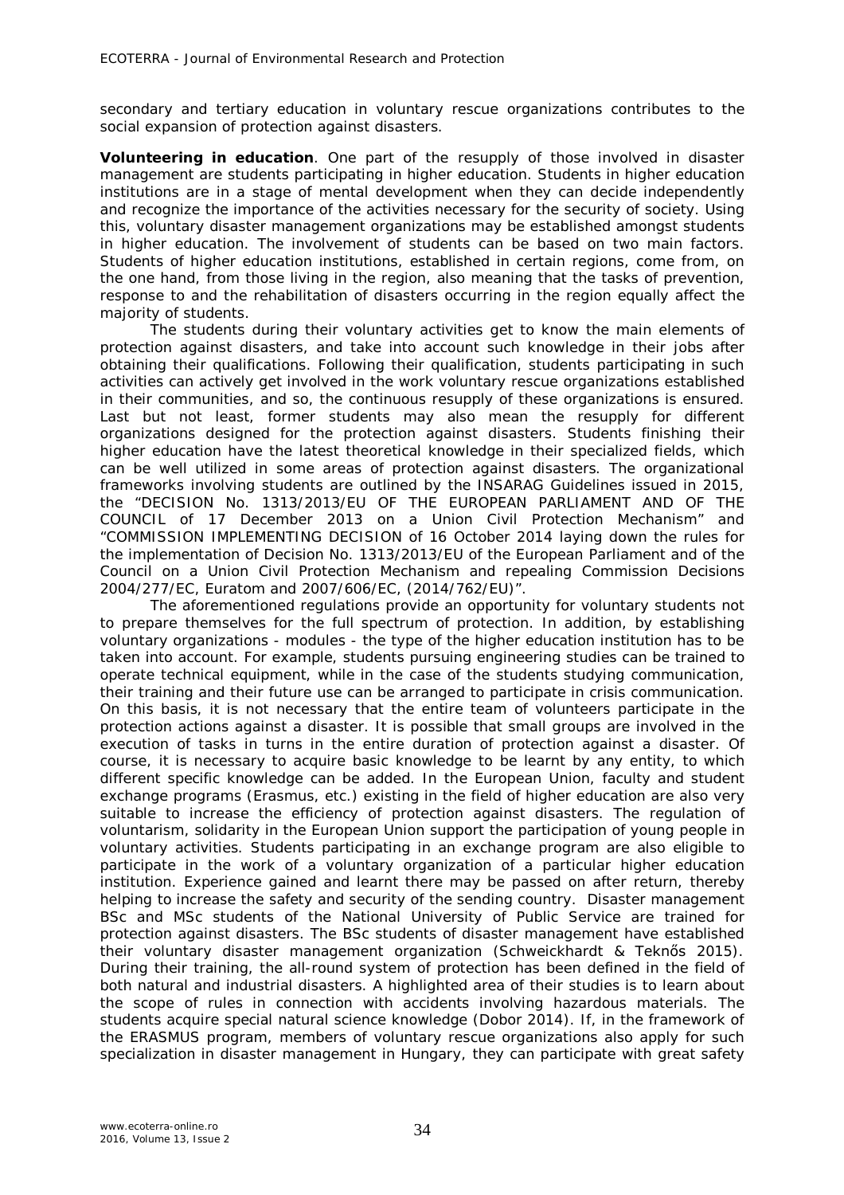secondary and tertiary education in voluntary rescue organizations contributes to the social expansion of protection against disasters.

**Volunteering in education**. One part of the resupply of those involved in disaster management are students participating in higher education. Students in higher education institutions are in a stage of mental development when they can decide independently and recognize the importance of the activities necessary for the security of society. Using this, voluntary disaster management organizations may be established amongst students in higher education. The involvement of students can be based on two main factors. Students of higher education institutions, established in certain regions, come from, on the one hand, from those living in the region, also meaning that the tasks of prevention, response to and the rehabilitation of disasters occurring in the region equally affect the majority of students.

The students during their voluntary activities get to know the main elements of protection against disasters, and take into account such knowledge in their jobs after obtaining their qualifications. Following their qualification, students participating in such activities can actively get involved in the work voluntary rescue organizations established in their communities, and so, the continuous resupply of these organizations is ensured. Last but not least, former students may also mean the resupply for different organizations designed for the protection against disasters. Students finishing their higher education have the latest theoretical knowledge in their specialized fields, which can be well utilized in some areas of protection against disasters. The organizational frameworks involving students are outlined by the INSARAG Guidelines issued in 2015, the "DECISION No. 1313/2013/EU OF THE EUROPEAN PARLIAMENT AND OF THE COUNCIL of 17 December 2013 on a Union Civil Protection Mechanism" and "COMMISSION IMPLEMENTING DECISION of 16 October 2014 laying down the rules for the implementation of Decision No. 1313/2013/EU of the European Parliament and of the Council on a Union Civil Protection Mechanism and repealing Commission Decisions 2004/277/EC, Euratom and 2007/606/EC, (2014/762/EU)".

The aforementioned regulations provide an opportunity for voluntary students not to prepare themselves for the full spectrum of protection. In addition, by establishing voluntary organizations - modules - the type of the higher education institution has to be taken into account. For example, students pursuing engineering studies can be trained to operate technical equipment, while in the case of the students studying communication, their training and their future use can be arranged to participate in crisis communication. On this basis, it is not necessary that the entire team of volunteers participate in the protection actions against a disaster. It is possible that small groups are involved in the execution of tasks in turns in the entire duration of protection against a disaster. Of course, it is necessary to acquire basic knowledge to be learnt by any entity, to which different specific knowledge can be added. In the European Union, faculty and student exchange programs (Erasmus, etc.) existing in the field of higher education are also very suitable to increase the efficiency of protection against disasters. The regulation of voluntarism, solidarity in the European Union support the participation of young people in voluntary activities. Students participating in an exchange program are also eligible to participate in the work of a voluntary organization of a particular higher education institution. Experience gained and learnt there may be passed on after return, thereby helping to increase the safety and security of the sending country. Disaster management BSc and MSc students of the National University of Public Service are trained for protection against disasters. The BSc students of disaster management have established their voluntary disaster management organization (Schweickhardt & Teknős 2015). During their training, the all-round system of protection has been defined in the field of both natural and industrial disasters. A highlighted area of their studies is to learn about the scope of rules in connection with accidents involving hazardous materials. The students acquire special natural science knowledge (Dobor 2014). If, in the framework of the ERASMUS program, members of voluntary rescue organizations also apply for such specialization in disaster management in Hungary, they can participate with great safety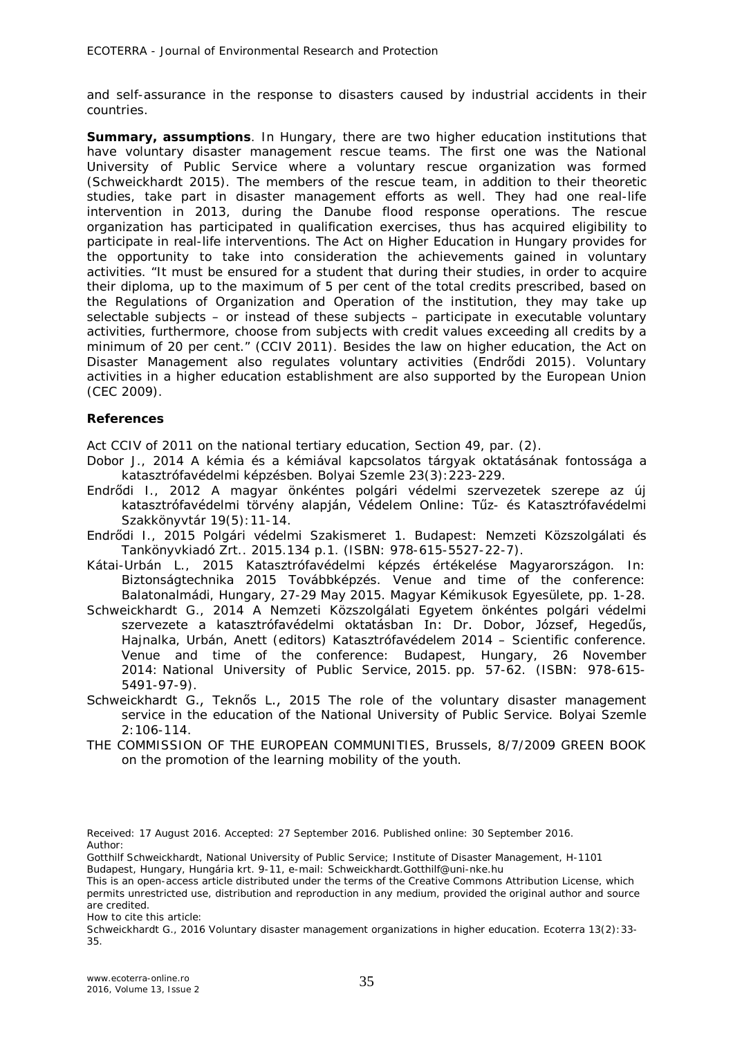and self-assurance in the response to disasters caused by industrial accidents in their countries.

**Summary, assumptions**. In Hungary, there are two higher education institutions that have voluntary disaster management rescue teams. The first one was the National University of Public Service where a voluntary rescue organization was formed (Schweickhardt 2015). The members of the rescue team, in addition to their theoretic studies, take part in disaster management efforts as well. They had one real-life intervention in 2013, during the Danube flood response operations. The rescue organization has participated in qualification exercises, thus has acquired eligibility to participate in real-life interventions. The Act on Higher Education in Hungary provides for the opportunity to take into consideration the achievements gained in voluntary activities. "It must be ensured for a student that during their studies, in order to acquire their diploma, up to the maximum of 5 per cent of the total credits prescribed, based on the Regulations of Organization and Operation of the institution, they may take up selectable subjects – or instead of these subjects – participate in executable voluntary activities, furthermore, choose from subjects with credit values exceeding all credits by a minimum of 20 per cent." (CCIV 2011). Besides the law on higher education, the Act on Disaster Management also regulates voluntary activities (Endrődi 2015). Voluntary activities in a higher education establishment are also supported by the European Union (CEC 2009).

## References

Act CCIV of 2011 on the national tertiary education, Section 49, par. (2).

Dobor J., 2014 A kémia és a kémiával kapcsolatos tárgyak oktatásának fontossága a katasztrófavédelmi képzésben. Bolyai Szemle 23(3):223-229.

Endrődi I., 2012 A magyar önkéntes polgári védelmi szervezetek szerepe az új katasztrófavédelmi törvény alapján, Védelem Online: Tűz- és Katasztrófavédelmi Szakkönyvtár 19(5):11-14.

Endrődi I., 2015 Polgári védelmi Szakismeret 1. Budapest: Nemzeti Közszolgálati és Tankönyvkiadó Zrt.. 2015.134 p.1. (ISBN: 978-615-5527-22-7).

Kátai-Urbán L., 2015 Katasztrófavédelmi képzés értékelése Magyarországon. In: Biztonságtechnika 2015 Továbbképzés. Venue and time of the conference: Balatonalmádi, Hungary, 27-29 May 2015. Magyar Kémikusok Egyesülete, pp. 1-28.

Schweickhardt G., 2014 A Nemzeti Közszolgálati Egyetem önkéntes polgári védelmi szervezete a katasztrófavédelmi oktatásban In: Dr. Dobor, József, Hegedűs, Hajnalka, Urbán, Anett (editors) Katasztrófavédelem 2014 – Scientific conference. Venue and time of the conference: Budapest, Hungary, 26 November 2014: National University of Public Service, 2015. pp. 57-62. (ISBN: 978-615-5491-97-9).

Schweickhardt G., Teknős L., 2015 The role of the voluntary disaster management service in the education of the National University of Public Service. Bolyai Szemle 2:106-114.

THE COMMISSION OF THE EUROPEAN COMMUNITIES, Brussels, 8/7/2009 GREEN BOOK on the promotion of the learning mobility of the youth.

Received: 17 August 2016. Accepted: 27 September 2016. Published online: 30 September 2016.
Author:
Gotthilf Schweickhardt, National University of Public Service; Institute of Disaster Management, H-1101 Budapest, Hungary, Hungária krt. 9-11, e-mail: Schweickhardt.Gotthilf@uni-nke.hu
This is an open-access article distributed under the terms of the Creative Commons Attribution License, which permits unrestricted use, distribution and reproduction in any medium, provided the original author and source are credited.
How to cite this article:
Schweickhardt G., 2016 Voluntary disaster management organizations in higher education. Ecoterra 13(2):33-35.